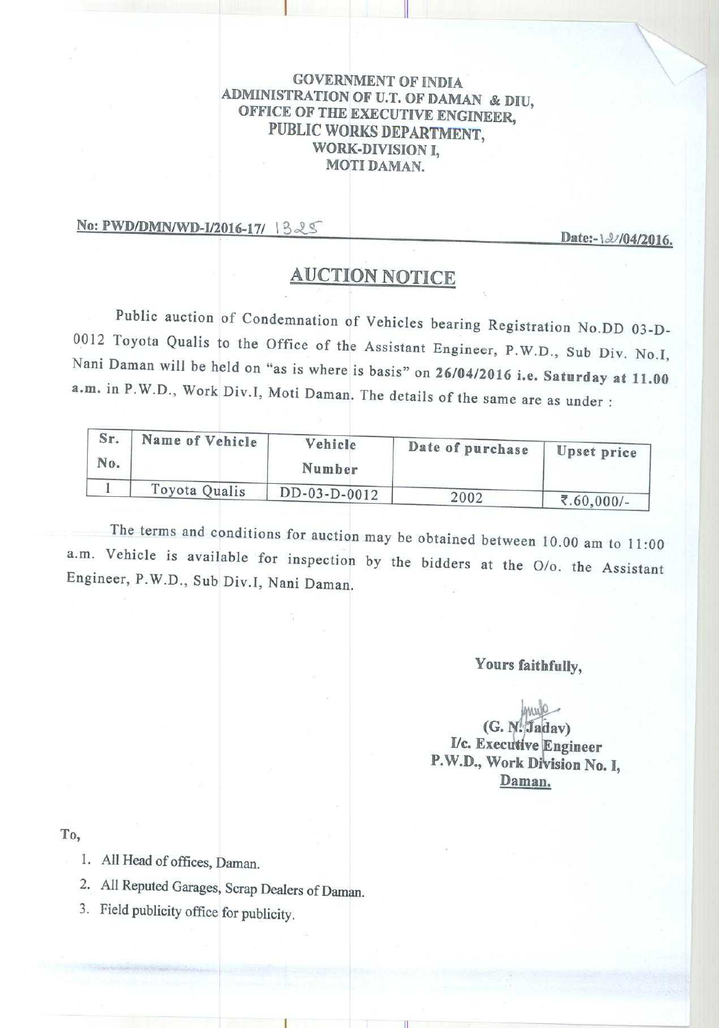GOVERNMENT OF INDIA
ADMINISTRATION OF U.T. OF DAMAN & DIU,
OFFICE OF THE EXECUTIVE ENGINEER,
PUBLIC WORKS DEPARTMENT,
WORK-DIVISION I,
MOTI DAMAN.

No: PWD/DMN/WD-I/2016-17/ 1325 Date:-12/04/2016.

# AUCTION NOTICE

Public auction of Condemnation of Vehicles bearing Registration No.DD 03-D-0012 Toyota Qualis to the Office of the Assistant Engineer, P.W.D., Sub Div. No.I, Nani Daman will be held on "as is where is basis" on **26/04/2016 i.e. Saturday at 11.00 a.m.** in P.W.D., Work Div.I, Moti Daman. The details of the same are as under :

| Sr. No. | Name of Vehicle | Vehicle Number | Date of purchase | Upset price |
|---|---|---|---|---|
| 1 | Toyota Qualis | DD-03-D-0012 | 2002 | ₹.60,000/- |

The terms and conditions for auction may be obtained between 10.00 am to 11:00 a.m. Vehicle is available for inspection by the bidders at the O/o. the Assistant Engineer, P.W.D., Sub Div.I, Nani Daman.

**Yours faithfully,**

**(G. N. Jadav)**
**I/c. Executive Engineer**
**P.W.D., Work Division No. I,**
**Daman.**

To,

1. All Head of offices, Daman.
2. All Reputed Garages, Scrap Dealers of Daman.
3. Field publicity office for publicity.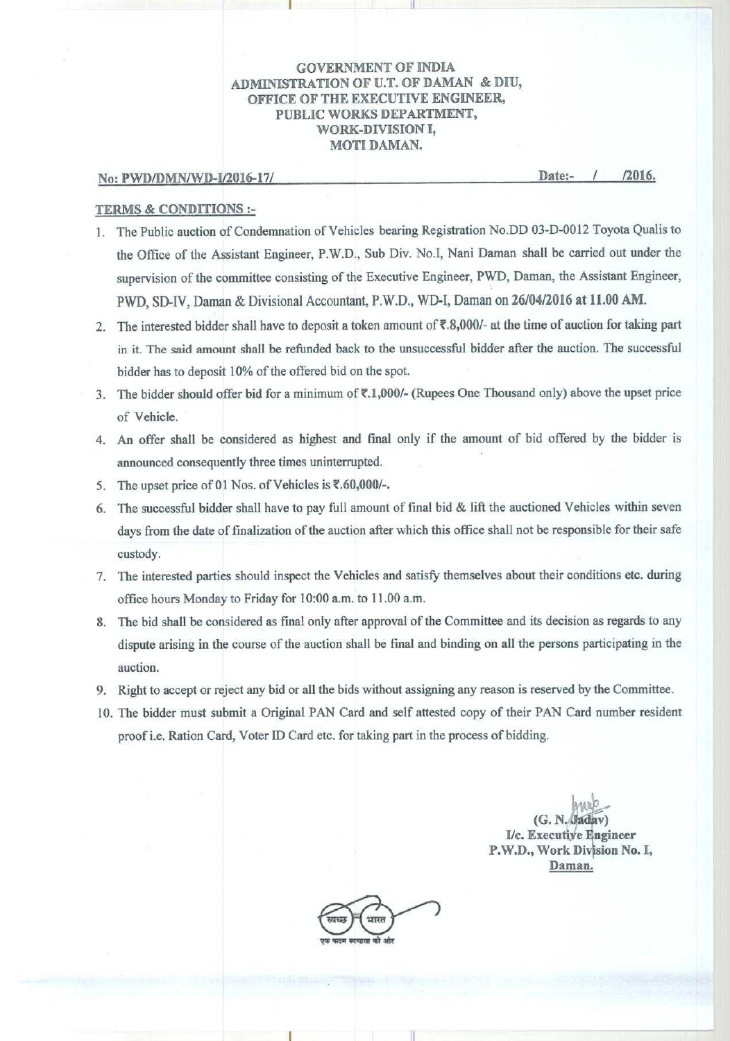GOVERNMENT OF INDIA
ADMINISTRATION OF U.T. OF DAMAN & DIU,
OFFICE OF THE EXECUTIVE ENGINEER,
PUBLIC WORKS DEPARTMENT,
WORK-DIVISION I,
MOTI DAMAN.

No: PWD/DMN/WD-I/2016-17/ Date:- / /2016.

**TERMS & CONDITIONS :-**

1. The Public auction of Condemnation of Vehicles bearing Registration No.DD 03-D-0012 Toyota Qualis to the Office of the Assistant Engineer, P.W.D., Sub Div. No.I, Nani Daman shall be carried out under the supervision of the committee consisting of the Executive Engineer, PWD, Daman, the Assistant Engineer, PWD, SD-IV, Daman & Divisional Accountant, P.W.D., WD-I, Daman on **26/04/2016 at 11.00 AM.**
2. The interested bidder shall have to deposit a token amount of ₹.8,000/- at the time of auction for taking part in it. The said amount shall be refunded back to the unsuccessful bidder after the auction. The successful bidder has to deposit 10% of the offered bid on the spot.
3. The bidder should offer bid for a minimum of ₹.1,000/- (Rupees One Thousand only) above the upset price of Vehicle.
4. An offer shall be considered as highest and final only if the amount of bid offered by the bidder is announced consequently three times uninterrupted.
5. The upset price of 01 Nos. of Vehicles is ₹.60,000/-.
6. The successful bidder shall have to pay full amount of final bid & lift the auctioned Vehicles within seven days from the date of finalization of the auction after which this office shall not be responsible for their safe custody.
7. The interested parties should inspect the Vehicles and satisfy themselves about their conditions etc. during office hours Monday to Friday for 10:00 a.m. to 11.00 a.m.
8. The bid shall be considered as final only after approval of the Committee and its decision as regards to any dispute arising in the course of the auction shall be final and binding on all the persons participating in the auction.
9. Right to accept or reject any bid or all the bids without assigning any reason is reserved by the Committee.
10. The bidder must submit a Original PAN Card and self attested copy of their PAN Card number resident proof i.e. Ration Card, Voter ID Card etc. for taking part in the process of bidding.

(G. N. Jadav)
I/c. Executive Engineer
P.W.D., Work Division No. I,
Daman.

स्वच्छ भारत
एक कदम स्वच्छता की ओर